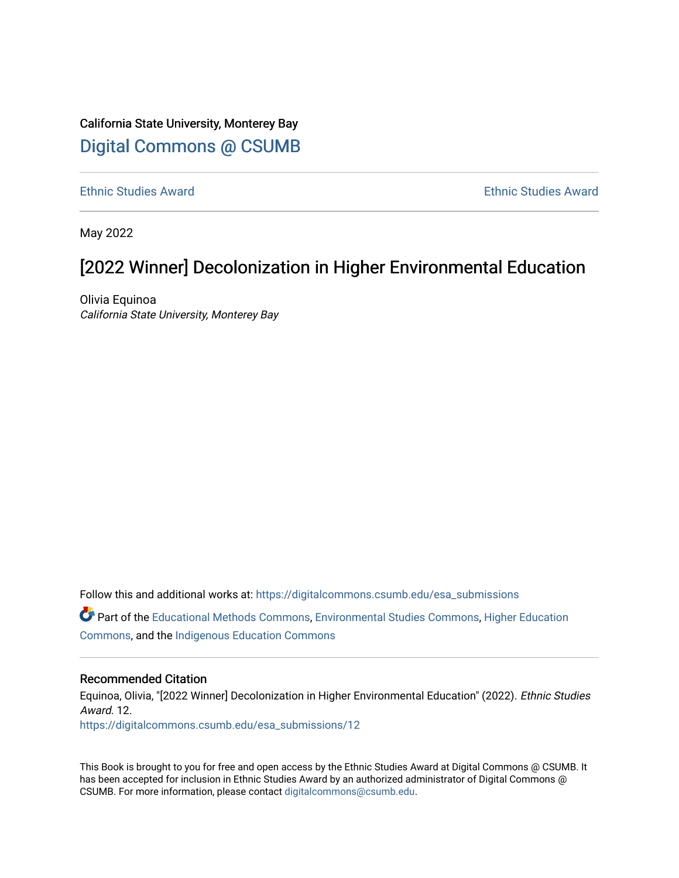California State University, Monterey Bay

Digital Commons @ CSUMB

Ethnic Studies Award | Ethnic Studies Award

May 2022

# [2022 Winner] Decolonization in Higher Environmental Education

Olivia Equinoa
*California State University, Monterey Bay*

Follow this and additional works at: https://digitalcommons.csumb.edu/esa_submissions

Part of the Educational Methods Commons, Environmental Studies Commons, Higher Education Commons, and the Indigenous Education Commons

### Recommended Citation

Equinoa, Olivia, "[2022 Winner] Decolonization in Higher Environmental Education" (2022). *Ethnic Studies Award*. 12.
https://digitalcommons.csumb.edu/esa_submissions/12

This Book is brought to you for free and open access by the Ethnic Studies Award at Digital Commons @ CSUMB. It has been accepted for inclusion in Ethnic Studies Award by an authorized administrator of Digital Commons @ CSUMB. For more information, please contact digitalcommons@csumb.edu.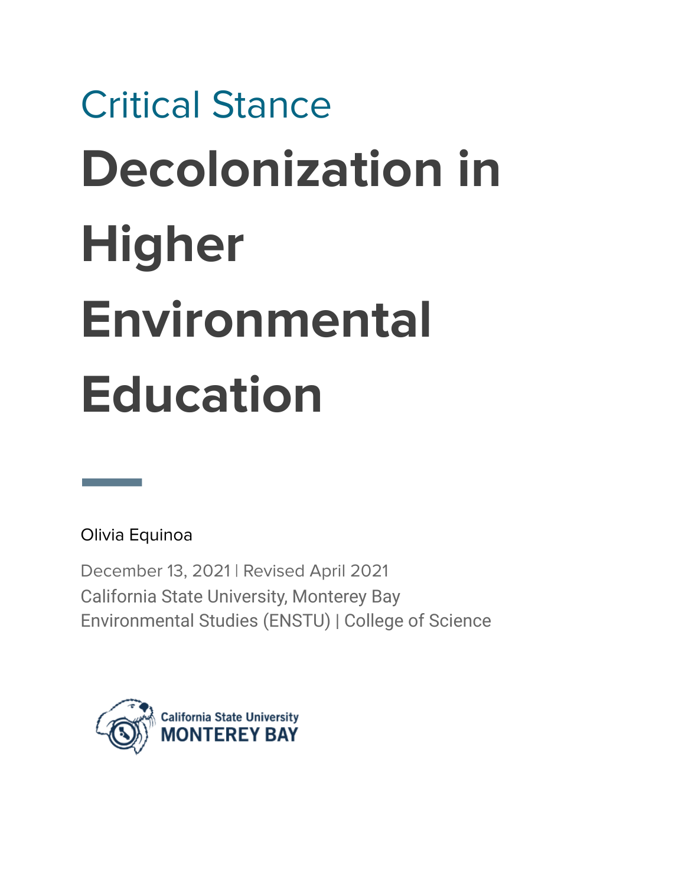Critical Stance

# Decolonization in Higher Environmental Education

Olivia Equinoa

December 13, 2021 | Revised April 2021
California State University, Monterey Bay
Environmental Studies (ENSTU) | College of Science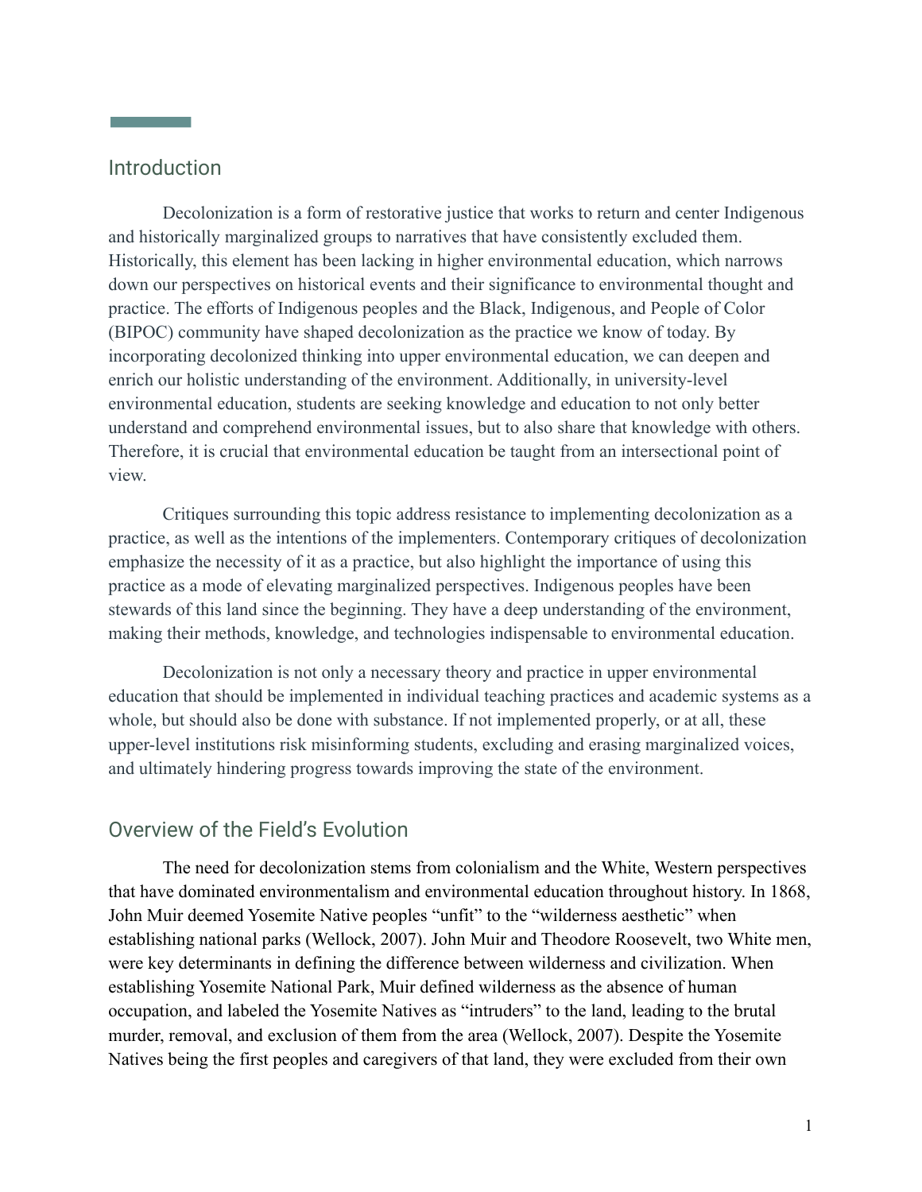## Introduction

Decolonization is a form of restorative justice that works to return and center Indigenous and historically marginalized groups to narratives that have consistently excluded them. Historically, this element has been lacking in higher environmental education, which narrows down our perspectives on historical events and their significance to environmental thought and practice. The efforts of Indigenous peoples and the Black, Indigenous, and People of Color (BIPOC) community have shaped decolonization as the practice we know of today. By incorporating decolonized thinking into upper environmental education, we can deepen and enrich our holistic understanding of the environment. Additionally, in university-level environmental education, students are seeking knowledge and education to not only better understand and comprehend environmental issues, but to also share that knowledge with others. Therefore, it is crucial that environmental education be taught from an intersectional point of view.

Critiques surrounding this topic address resistance to implementing decolonization as a practice, as well as the intentions of the implementers. Contemporary critiques of decolonization emphasize the necessity of it as a practice, but also highlight the importance of using this practice as a mode of elevating marginalized perspectives. Indigenous peoples have been stewards of this land since the beginning. They have a deep understanding of the environment, making their methods, knowledge, and technologies indispensable to environmental education.

Decolonization is not only a necessary theory and practice in upper environmental education that should be implemented in individual teaching practices and academic systems as a whole, but should also be done with substance. If not implemented properly, or at all, these upper-level institutions risk misinforming students, excluding and erasing marginalized voices, and ultimately hindering progress towards improving the state of the environment.

## Overview of the Field's Evolution

The need for decolonization stems from colonialism and the White, Western perspectives that have dominated environmentalism and environmental education throughout history. In 1868, John Muir deemed Yosemite Native peoples "unfit" to the "wilderness aesthetic" when establishing national parks (Wellock, 2007). John Muir and Theodore Roosevelt, two White men, were key determinants in defining the difference between wilderness and civilization. When establishing Yosemite National Park, Muir defined wilderness as the absence of human occupation, and labeled the Yosemite Natives as "intruders" to the land, leading to the brutal murder, removal, and exclusion of them from the area (Wellock, 2007). Despite the Yosemite Natives being the first peoples and caregivers of that land, they were excluded from their own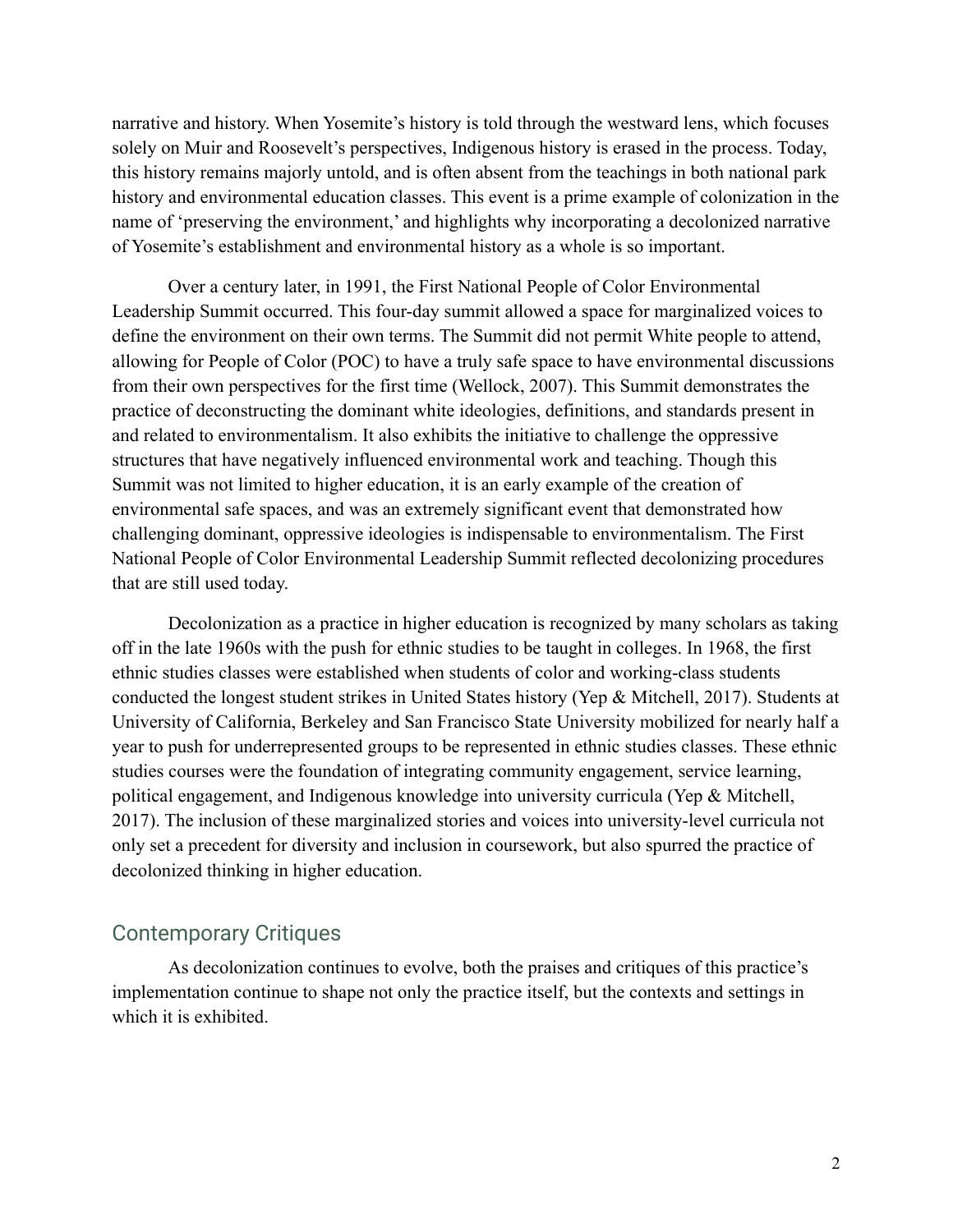narrative and history. When Yosemite's history is told through the westward lens, which focuses solely on Muir and Roosevelt's perspectives, Indigenous history is erased in the process. Today, this history remains majorly untold, and is often absent from the teachings in both national park history and environmental education classes. This event is a prime example of colonization in the name of 'preserving the environment,' and highlights why incorporating a decolonized narrative of Yosemite's establishment and environmental history as a whole is so important.

Over a century later, in 1991, the First National People of Color Environmental Leadership Summit occurred. This four-day summit allowed a space for marginalized voices to define the environment on their own terms. The Summit did not permit White people to attend, allowing for People of Color (POC) to have a truly safe space to have environmental discussions from their own perspectives for the first time (Wellock, 2007). This Summit demonstrates the practice of deconstructing the dominant white ideologies, definitions, and standards present in and related to environmentalism. It also exhibits the initiative to challenge the oppressive structures that have negatively influenced environmental work and teaching. Though this Summit was not limited to higher education, it is an early example of the creation of environmental safe spaces, and was an extremely significant event that demonstrated how challenging dominant, oppressive ideologies is indispensable to environmentalism. The First National People of Color Environmental Leadership Summit reflected decolonizing procedures that are still used today.

Decolonization as a practice in higher education is recognized by many scholars as taking off in the late 1960s with the push for ethnic studies to be taught in colleges. In 1968, the first ethnic studies classes were established when students of color and working-class students conducted the longest student strikes in United States history (Yep & Mitchell, 2017). Students at University of California, Berkeley and San Francisco State University mobilized for nearly half a year to push for underrepresented groups to be represented in ethnic studies classes. These ethnic studies courses were the foundation of integrating community engagement, service learning, political engagement, and Indigenous knowledge into university curricula (Yep & Mitchell, 2017). The inclusion of these marginalized stories and voices into university-level curricula not only set a precedent for diversity and inclusion in coursework, but also spurred the practice of decolonized thinking in higher education.

## Contemporary Critiques

As decolonization continues to evolve, both the praises and critiques of this practice's implementation continue to shape not only the practice itself, but the contexts and settings in which it is exhibited.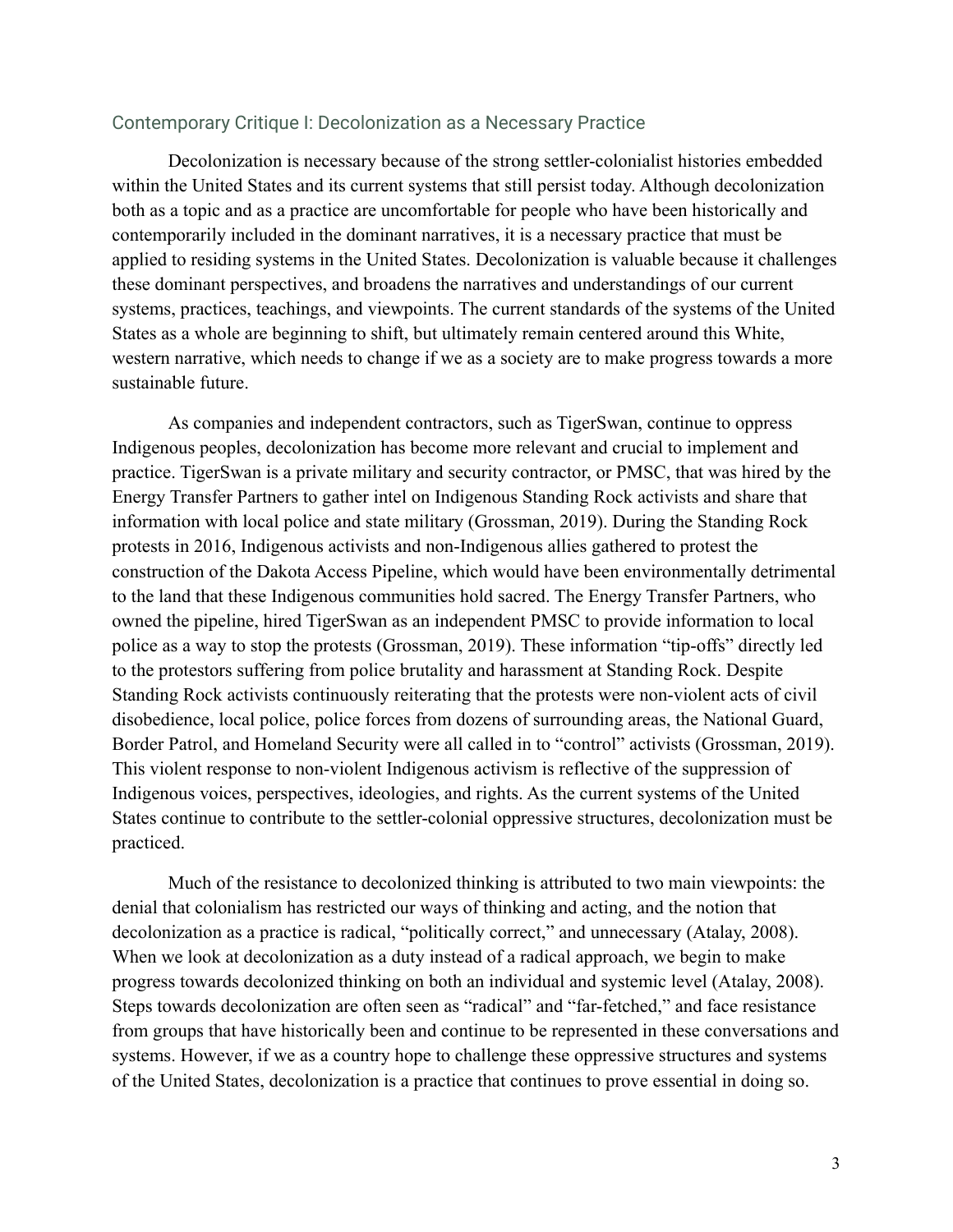## Contemporary Critique I: Decolonization as a Necessary Practice

Decolonization is necessary because of the strong settler-colonialist histories embedded within the United States and its current systems that still persist today. Although decolonization both as a topic and as a practice are uncomfortable for people who have been historically and contemporarily included in the dominant narratives, it is a necessary practice that must be applied to residing systems in the United States. Decolonization is valuable because it challenges these dominant perspectives, and broadens the narratives and understandings of our current systems, practices, teachings, and viewpoints. The current standards of the systems of the United States as a whole are beginning to shift, but ultimately remain centered around this White, western narrative, which needs to change if we as a society are to make progress towards a more sustainable future.

As companies and independent contractors, such as TigerSwan, continue to oppress Indigenous peoples, decolonization has become more relevant and crucial to implement and practice. TigerSwan is a private military and security contractor, or PMSC, that was hired by the Energy Transfer Partners to gather intel on Indigenous Standing Rock activists and share that information with local police and state military (Grossman, 2019). During the Standing Rock protests in 2016, Indigenous activists and non-Indigenous allies gathered to protest the construction of the Dakota Access Pipeline, which would have been environmentally detrimental to the land that these Indigenous communities hold sacred. The Energy Transfer Partners, who owned the pipeline, hired TigerSwan as an independent PMSC to provide information to local police as a way to stop the protests (Grossman, 2019). These information "tip-offs" directly led to the protestors suffering from police brutality and harassment at Standing Rock. Despite Standing Rock activists continuously reiterating that the protests were non-violent acts of civil disobedience, local police, police forces from dozens of surrounding areas, the National Guard, Border Patrol, and Homeland Security were all called in to "control" activists (Grossman, 2019). This violent response to non-violent Indigenous activism is reflective of the suppression of Indigenous voices, perspectives, ideologies, and rights. As the current systems of the United States continue to contribute to the settler-colonial oppressive structures, decolonization must be practiced.

Much of the resistance to decolonized thinking is attributed to two main viewpoints: the denial that colonialism has restricted our ways of thinking and acting, and the notion that decolonization as a practice is radical, "politically correct," and unnecessary (Atalay, 2008). When we look at decolonization as a duty instead of a radical approach, we begin to make progress towards decolonized thinking on both an individual and systemic level (Atalay, 2008). Steps towards decolonization are often seen as "radical" and "far-fetched," and face resistance from groups that have historically been and continue to be represented in these conversations and systems. However, if we as a country hope to challenge these oppressive structures and systems of the United States, decolonization is a practice that continues to prove essential in doing so.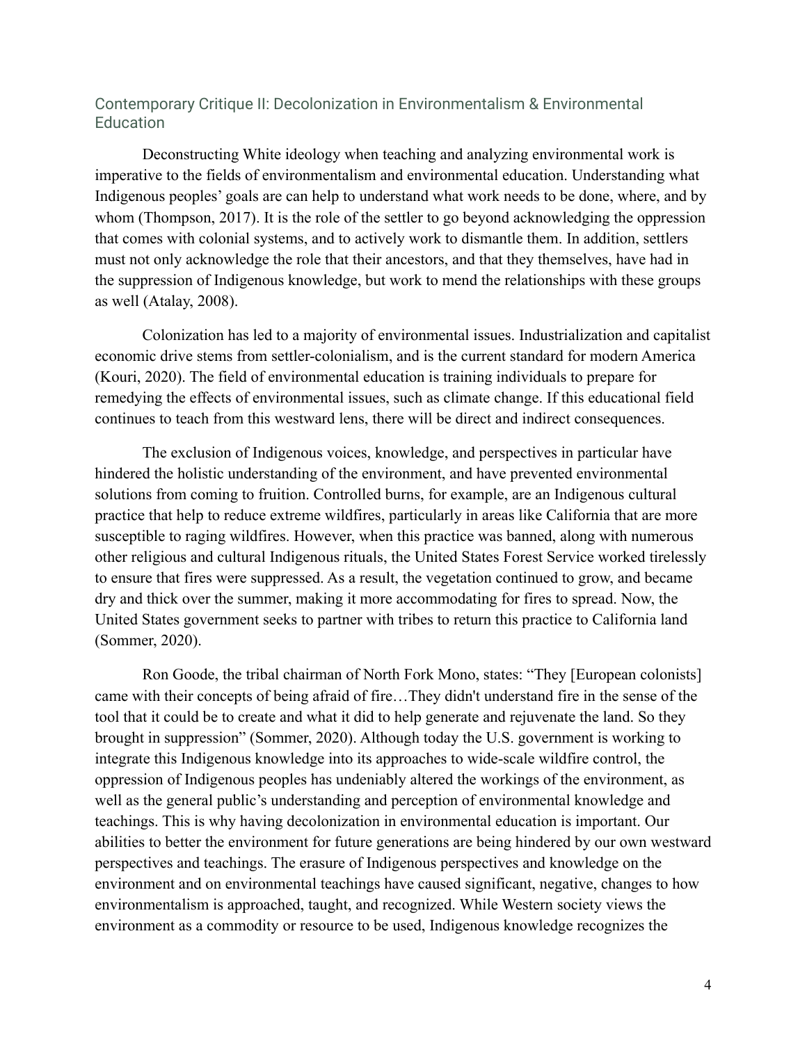## Contemporary Critique II: Decolonization in Environmentalism & Environmental Education

Deconstructing White ideology when teaching and analyzing environmental work is imperative to the fields of environmentalism and environmental education. Understanding what Indigenous peoples' goals are can help to understand what work needs to be done, where, and by whom (Thompson, 2017). It is the role of the settler to go beyond acknowledging the oppression that comes with colonial systems, and to actively work to dismantle them. In addition, settlers must not only acknowledge the role that their ancestors, and that they themselves, have had in the suppression of Indigenous knowledge, but work to mend the relationships with these groups as well (Atalay, 2008).

Colonization has led to a majority of environmental issues. Industrialization and capitalist economic drive stems from settler-colonialism, and is the current standard for modern America (Kouri, 2020). The field of environmental education is training individuals to prepare for remedying the effects of environmental issues, such as climate change. If this educational field continues to teach from this westward lens, there will be direct and indirect consequences.

The exclusion of Indigenous voices, knowledge, and perspectives in particular have hindered the holistic understanding of the environment, and have prevented environmental solutions from coming to fruition. Controlled burns, for example, are an Indigenous cultural practice that help to reduce extreme wildfires, particularly in areas like California that are more susceptible to raging wildfires. However, when this practice was banned, along with numerous other religious and cultural Indigenous rituals, the United States Forest Service worked tirelessly to ensure that fires were suppressed. As a result, the vegetation continued to grow, and became dry and thick over the summer, making it more accommodating for fires to spread. Now, the United States government seeks to partner with tribes to return this practice to California land (Sommer, 2020).

Ron Goode, the tribal chairman of North Fork Mono, states: "They [European colonists] came with their concepts of being afraid of fire…They didn't understand fire in the sense of the tool that it could be to create and what it did to help generate and rejuvenate the land. So they brought in suppression" (Sommer, 2020). Although today the U.S. government is working to integrate this Indigenous knowledge into its approaches to wide-scale wildfire control, the oppression of Indigenous peoples has undeniably altered the workings of the environment, as well as the general public's understanding and perception of environmental knowledge and teachings. This is why having decolonization in environmental education is important. Our abilities to better the environment for future generations are being hindered by our own westward perspectives and teachings. The erasure of Indigenous perspectives and knowledge on the environment and on environmental teachings have caused significant, negative, changes to how environmentalism is approached, taught, and recognized. While Western society views the environment as a commodity or resource to be used, Indigenous knowledge recognizes the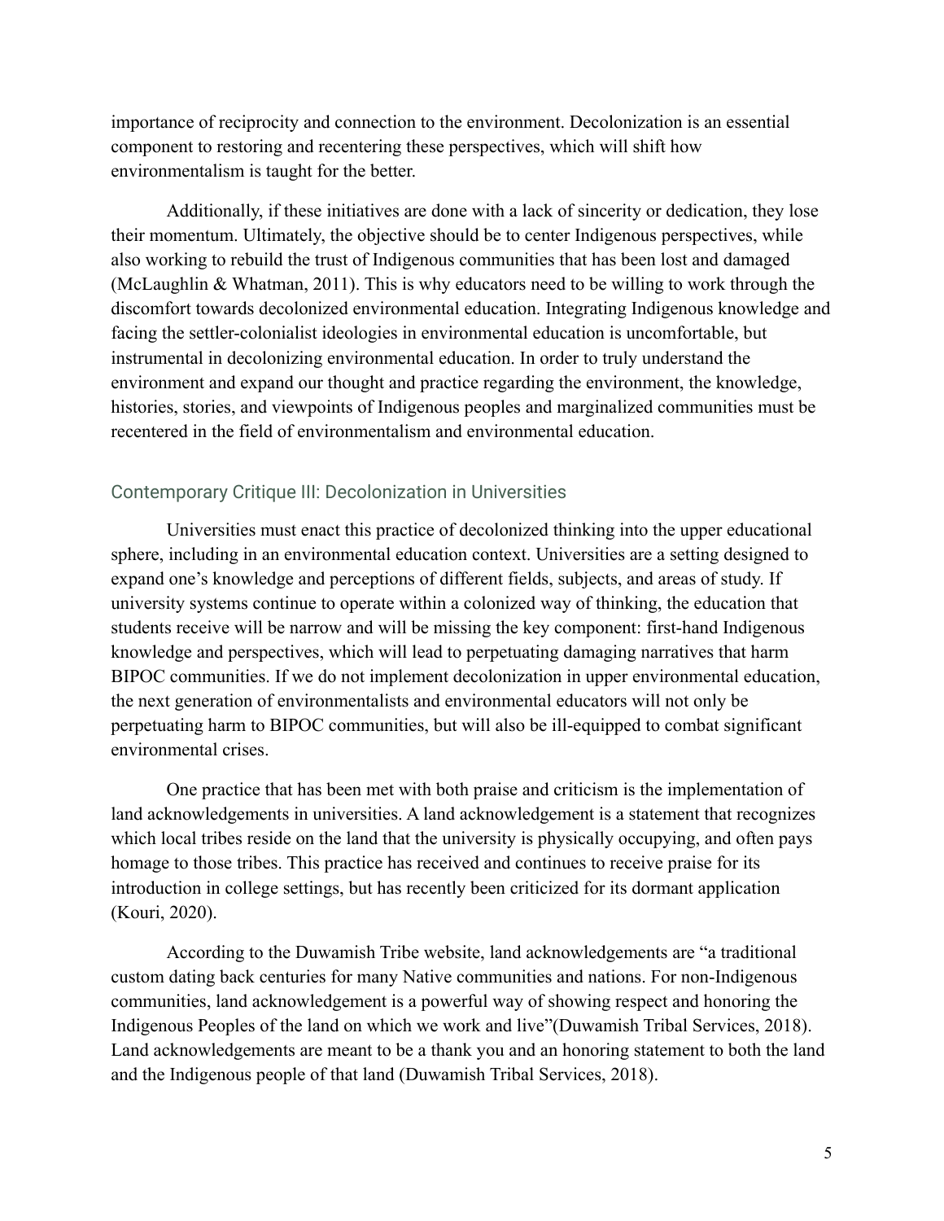importance of reciprocity and connection to the environment. Decolonization is an essential component to restoring and recentering these perspectives, which will shift how environmentalism is taught for the better.

Additionally, if these initiatives are done with a lack of sincerity or dedication, they lose their momentum. Ultimately, the objective should be to center Indigenous perspectives, while also working to rebuild the trust of Indigenous communities that has been lost and damaged (McLaughlin & Whatman, 2011). This is why educators need to be willing to work through the discomfort towards decolonized environmental education. Integrating Indigenous knowledge and facing the settler-colonialist ideologies in environmental education is uncomfortable, but instrumental in decolonizing environmental education. In order to truly understand the environment and expand our thought and practice regarding the environment, the knowledge, histories, stories, and viewpoints of Indigenous peoples and marginalized communities must be recentered in the field of environmentalism and environmental education.

## Contemporary Critique III: Decolonization in Universities

Universities must enact this practice of decolonized thinking into the upper educational sphere, including in an environmental education context. Universities are a setting designed to expand one's knowledge and perceptions of different fields, subjects, and areas of study. If university systems continue to operate within a colonized way of thinking, the education that students receive will be narrow and will be missing the key component: first-hand Indigenous knowledge and perspectives, which will lead to perpetuating damaging narratives that harm BIPOC communities. If we do not implement decolonization in upper environmental education, the next generation of environmentalists and environmental educators will not only be perpetuating harm to BIPOC communities, but will also be ill-equipped to combat significant environmental crises.

One practice that has been met with both praise and criticism is the implementation of land acknowledgements in universities. A land acknowledgement is a statement that recognizes which local tribes reside on the land that the university is physically occupying, and often pays homage to those tribes. This practice has received and continues to receive praise for its introduction in college settings, but has recently been criticized for its dormant application (Kouri, 2020).

According to the Duwamish Tribe website, land acknowledgements are "a traditional custom dating back centuries for many Native communities and nations. For non-Indigenous communities, land acknowledgement is a powerful way of showing respect and honoring the Indigenous Peoples of the land on which we work and live"(Duwamish Tribal Services, 2018). Land acknowledgements are meant to be a thank you and an honoring statement to both the land and the Indigenous people of that land (Duwamish Tribal Services, 2018).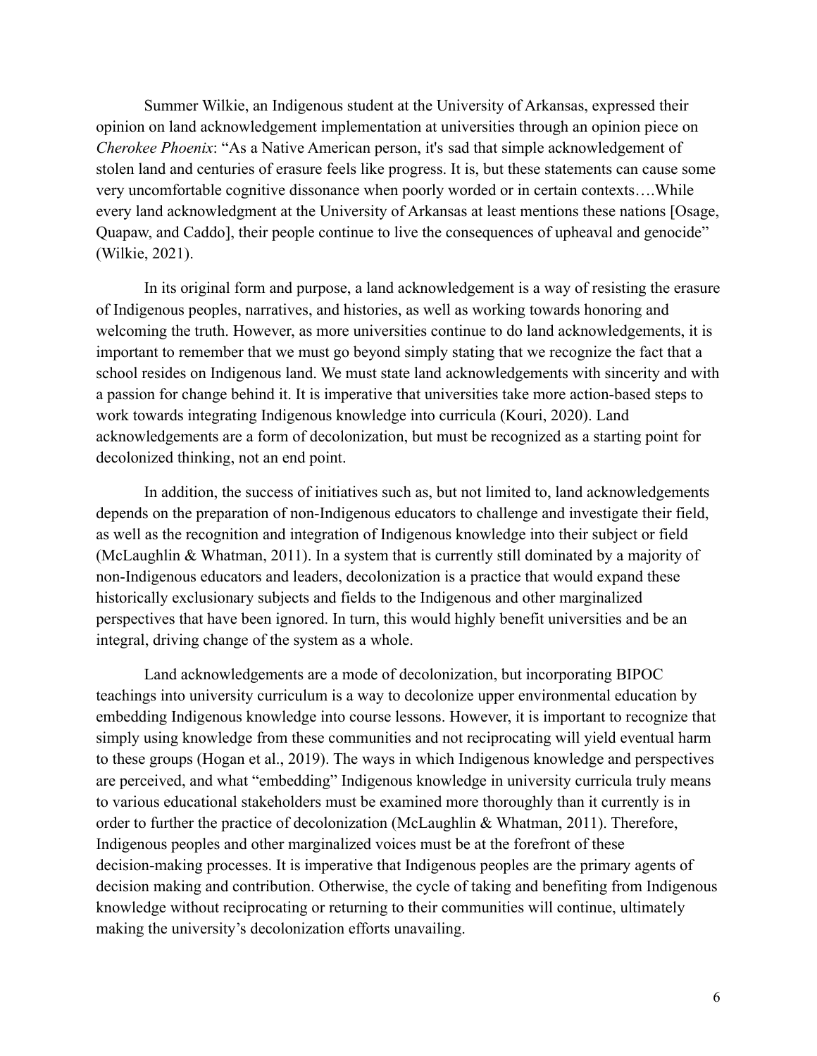Summer Wilkie, an Indigenous student at the University of Arkansas, expressed their opinion on land acknowledgement implementation at universities through an opinion piece on *Cherokee Phoenix*: "As a Native American person, it's sad that simple acknowledgement of stolen land and centuries of erasure feels like progress. It is, but these statements can cause some very uncomfortable cognitive dissonance when poorly worded or in certain contexts….While every land acknowledgment at the University of Arkansas at least mentions these nations [Osage, Quapaw, and Caddo], their people continue to live the consequences of upheaval and genocide" (Wilkie, 2021).

In its original form and purpose, a land acknowledgement is a way of resisting the erasure of Indigenous peoples, narratives, and histories, as well as working towards honoring and welcoming the truth. However, as more universities continue to do land acknowledgements, it is important to remember that we must go beyond simply stating that we recognize the fact that a school resides on Indigenous land. We must state land acknowledgements with sincerity and with a passion for change behind it. It is imperative that universities take more action-based steps to work towards integrating Indigenous knowledge into curricula (Kouri, 2020). Land acknowledgements are a form of decolonization, but must be recognized as a starting point for decolonized thinking, not an end point.

In addition, the success of initiatives such as, but not limited to, land acknowledgements depends on the preparation of non-Indigenous educators to challenge and investigate their field, as well as the recognition and integration of Indigenous knowledge into their subject or field (McLaughlin & Whatman, 2011). In a system that is currently still dominated by a majority of non-Indigenous educators and leaders, decolonization is a practice that would expand these historically exclusionary subjects and fields to the Indigenous and other marginalized perspectives that have been ignored. In turn, this would highly benefit universities and be an integral, driving change of the system as a whole.

Land acknowledgements are a mode of decolonization, but incorporating BIPOC teachings into university curriculum is a way to decolonize upper environmental education by embedding Indigenous knowledge into course lessons. However, it is important to recognize that simply using knowledge from these communities and not reciprocating will yield eventual harm to these groups (Hogan et al., 2019). The ways in which Indigenous knowledge and perspectives are perceived, and what "embedding" Indigenous knowledge in university curricula truly means to various educational stakeholders must be examined more thoroughly than it currently is in order to further the practice of decolonization (McLaughlin & Whatman, 2011). Therefore, Indigenous peoples and other marginalized voices must be at the forefront of these decision-making processes. It is imperative that Indigenous peoples are the primary agents of decision making and contribution. Otherwise, the cycle of taking and benefiting from Indigenous knowledge without reciprocating or returning to their communities will continue, ultimately making the university's decolonization efforts unavailing.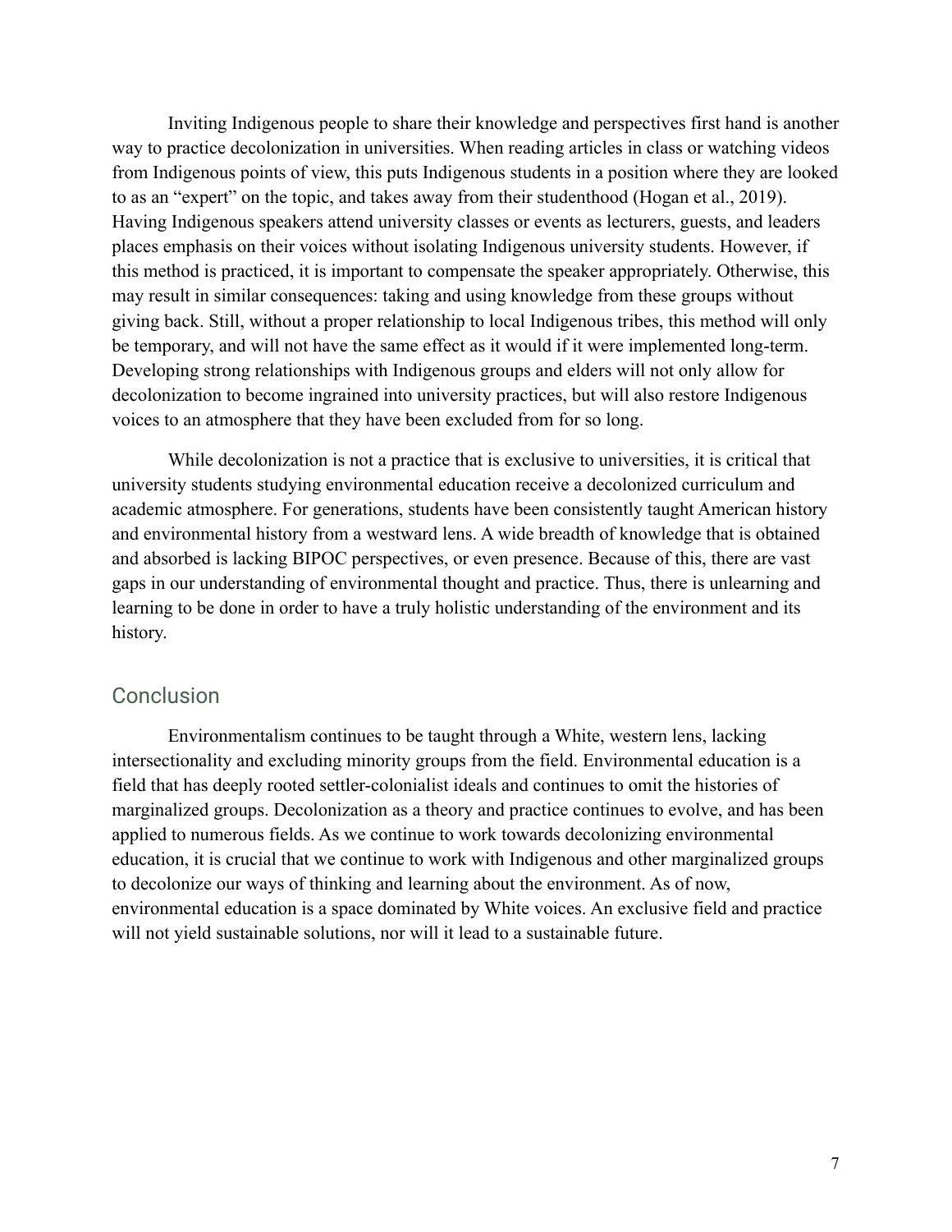Inviting Indigenous people to share their knowledge and perspectives first hand is another way to practice decolonization in universities. When reading articles in class or watching videos from Indigenous points of view, this puts Indigenous students in a position where they are looked to as an "expert" on the topic, and takes away from their studenthood (Hogan et al., 2019). Having Indigenous speakers attend university classes or events as lecturers, guests, and leaders places emphasis on their voices without isolating Indigenous university students. However, if this method is practiced, it is important to compensate the speaker appropriately. Otherwise, this may result in similar consequences: taking and using knowledge from these groups without giving back. Still, without a proper relationship to local Indigenous tribes, this method will only be temporary, and will not have the same effect as it would if it were implemented long-term. Developing strong relationships with Indigenous groups and elders will not only allow for decolonization to become ingrained into university practices, but will also restore Indigenous voices to an atmosphere that they have been excluded from for so long.

While decolonization is not a practice that is exclusive to universities, it is critical that university students studying environmental education receive a decolonized curriculum and academic atmosphere. For generations, students have been consistently taught American history and environmental history from a westward lens. A wide breadth of knowledge that is obtained and absorbed is lacking BIPOC perspectives, or even presence. Because of this, there are vast gaps in our understanding of environmental thought and practice. Thus, there is unlearning and learning to be done in order to have a truly holistic understanding of the environment and its history.

## Conclusion

Environmentalism continues to be taught through a White, western lens, lacking intersectionality and excluding minority groups from the field. Environmental education is a field that has deeply rooted settler-colonialist ideals and continues to omit the histories of marginalized groups. Decolonization as a theory and practice continues to evolve, and has been applied to numerous fields. As we continue to work towards decolonizing environmental education, it is crucial that we continue to work with Indigenous and other marginalized groups to decolonize our ways of thinking and learning about the environment. As of now, environmental education is a space dominated by White voices. An exclusive field and practice will not yield sustainable solutions, nor will it lead to a sustainable future.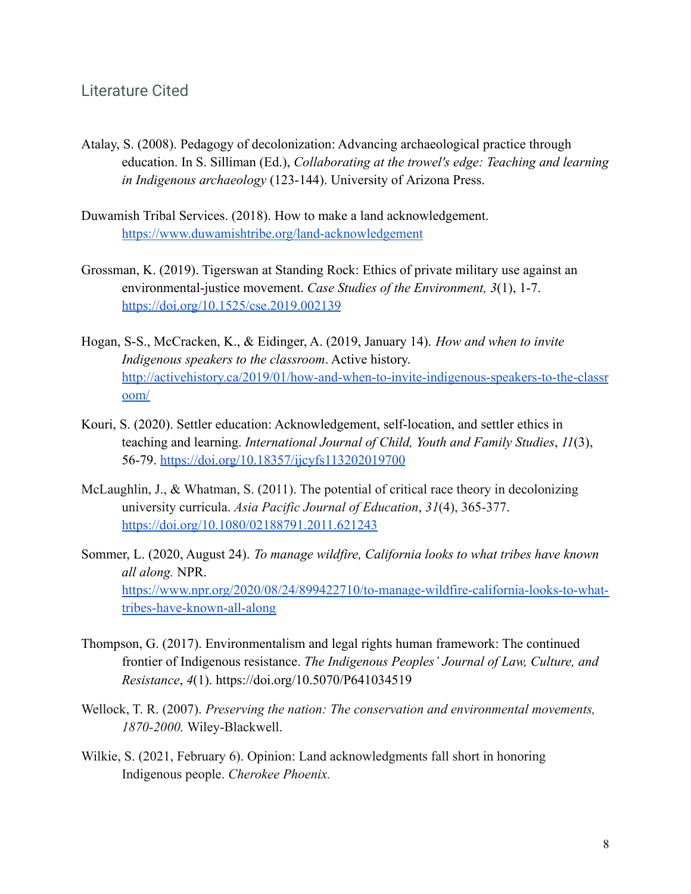## Literature Cited

Atalay, S. (2008). Pedagogy of decolonization: Advancing archaeological practice through education. In S. Silliman (Ed.), *Collaborating at the trowel's edge: Teaching and learning in Indigenous archaeology* (123-144). University of Arizona Press.

Duwamish Tribal Services. (2018). How to make a land acknowledgement. https://www.duwamishtribe.org/land-acknowledgement

Grossman, K. (2019). Tigerswan at Standing Rock: Ethics of private military use against an environmental-justice movement. *Case Studies of the Environment, 3*(1), 1-7. https://doi.org/10.1525/cse.2019.002139

Hogan, S-S., McCracken, K., & Eidinger, A. (2019, January 14). *How and when to invite Indigenous speakers to the classroom*. Active history. http://activehistory.ca/2019/01/how-and-when-to-invite-indigenous-speakers-to-the-classroom/

Kouri, S. (2020). Settler education: Acknowledgement, self-location, and settler ethics in teaching and learning. *International Journal of Child, Youth and Family Studies*, *11*(3), 56-79. https://doi.org/10.18357/ijcyfs113202019700

McLaughlin, J., & Whatman, S. (2011). The potential of critical race theory in decolonizing university curricula. *Asia Pacific Journal of Education*, *31*(4), 365-377. https://doi.org/10.1080/02188791.2011.621243

Sommer, L. (2020, August 24). *To manage wildfire, California looks to what tribes have known all along.* NPR. https://www.npr.org/2020/08/24/899422710/to-manage-wildfire-california-looks-to-what-tribes-have-known-all-along

Thompson, G. (2017). Environmentalism and legal rights human framework: The continued frontier of Indigenous resistance. *The Indigenous Peoples' Journal of Law, Culture, and Resistance*, *4*(1). https://doi.org/10.5070/P641034519

Wellock, T. R. (2007). *Preserving the nation: The conservation and environmental movements, 1870-2000.* Wiley-Blackwell.

Wilkie, S. (2021, February 6). Opinion: Land acknowledgments fall short in honoring Indigenous people. *Cherokee Phoenix.*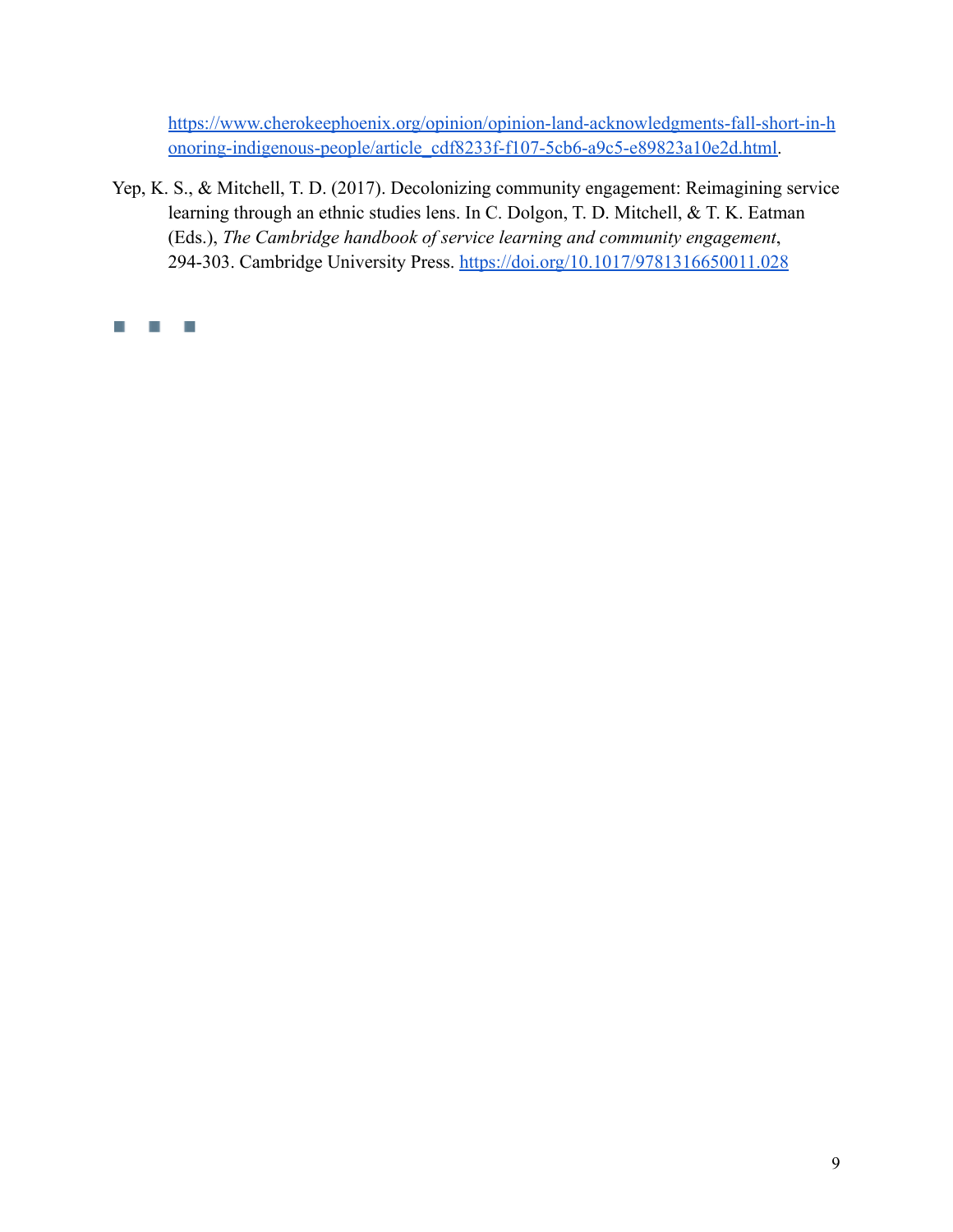https://www.cherokeephoenix.org/opinion/opinion-land-acknowledgments-fall-short-in-honoring-indigenous-people/article_cdf8233f-f107-5cb6-a9c5-e89823a10e2d.html.

Yep, K. S., & Mitchell, T. D. (2017). Decolonizing community engagement: Reimagining service learning through an ethnic studies lens. In C. Dolgon, T. D. Mitchell, & T. K. Eatman (Eds.), *The Cambridge handbook of service learning and community engagement*, 294-303. Cambridge University Press. https://doi.org/10.1017/9781316650011.028

■ ■ ■